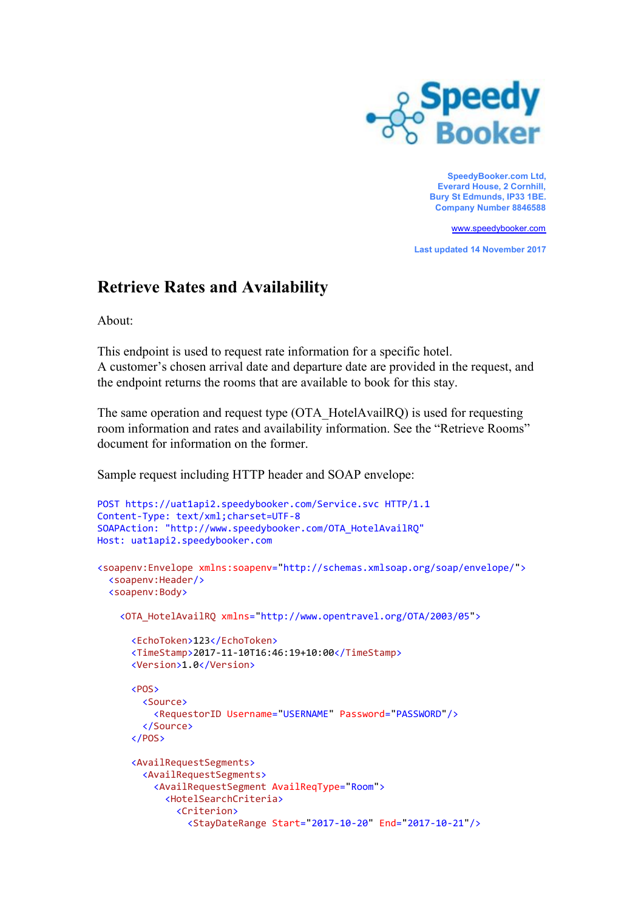SpeedyBooker.com Ltd,
Everard House, 2 Cornhill,
Bury St Edmunds, IP33 1BE.
Company Number 8846588

www.speedybooker.com

Last updated 14 November 2017

# Retrieve Rates and Availability

About:

This endpoint is used to request rate information for a specific hotel.
A customer's chosen arrival date and departure date are provided in the request, and the endpoint returns the rooms that are available to book for this stay.

The same operation and request type (OTA_HotelAvailRQ) is used for requesting room information and rates and availability information. See the "Retrieve Rooms" document for information on the former.

Sample request including HTTP header and SOAP envelope:

```
POST https://uat1api2.speedybooker.com/Service.svc HTTP/1.1
Content-Type: text/xml;charset=UTF-8
SOAPAction: "http://www.speedybooker.com/OTA_HotelAvailRQ"
Host: uat1api2.speedybooker.com

<soapenv:Envelope xmlns:soapenv="http://schemas.xmlsoap.org/soap/envelope/">
  <soapenv:Header/>
  <soapenv:Body>

    <OTA_HotelAvailRQ xmlns="http://www.opentravel.org/OTA/2003/05">

      <EchoToken>123</EchoToken>
      <TimeStamp>2017-11-10T16:46:19+10:00</TimeStamp>
      <Version>1.0</Version>

      <POS>
        <Source>
          <RequestorID Username="USERNAME" Password="PASSWORD"/>
        </Source>
      </POS>

      <AvailRequestSegments>
        <AvailRequestSegments>
          <AvailRequestSegment AvailReqType="Room">
            <HotelSearchCriteria>
              <Criterion>
                <StayDateRange Start="2017-10-20" End="2017-10-21"/>
```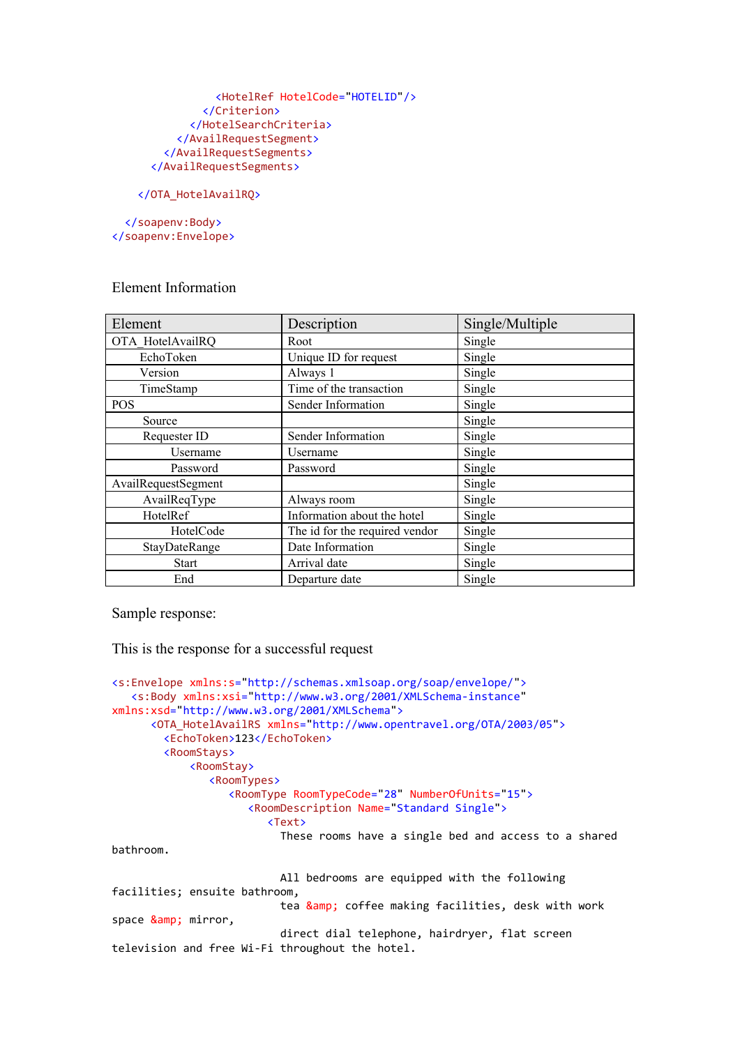```xml
                <HotelRef HotelCode="HOTELID"/>
              </Criterion>
            </HotelSearchCriteria>
          </AvailRequestSegment>
        </AvailRequestSegments>
      </AvailRequestSegments>

    </OTA_HotelAvailRQ>

  </soapenv:Body>
</soapenv:Envelope>
```

Element Information

| Element | Description | Single/Multiple |
|---|---|---|
| OTA_HotelAvailRQ | Root | Single |
| EchoToken | Unique ID for request | Single |
| Version | Always 1 | Single |
| TimeStamp | Time of the transaction | Single |
| POS | Sender Information | Single |
| Source | | Single |
| Requester ID | Sender Information | Single |
| Username | Username | Single |
| Password | Password | Single |
| AvailRequestSegment | | Single |
| AvailReqType | Always room | Single |
| HotelRef | Information about the hotel | Single |
| HotelCode | The id for the required vendor | Single |
| StayDateRange | Date Information | Single |
| Start | Arrival date | Single |
| End | Departure date | Single |

Sample response:

This is the response for a successful request

```xml
<s:Envelope xmlns:s="http://schemas.xmlsoap.org/soap/envelope/">
   <s:Body xmlns:xsi="http://www.w3.org/2001/XMLSchema-instance"
xmlns:xsd="http://www.w3.org/2001/XMLSchema">
      <OTA_HotelAvailRS xmlns="http://www.opentravel.org/OTA/2003/05">
        <EchoToken>123</EchoToken>
        <RoomStays>
            <RoomStay>
               <RoomTypes>
                  <RoomType RoomTypeCode="28" NumberOfUnits="15">
                     <RoomDescription Name="Standard Single">
                        <Text>
                          These rooms have a single bed and access to a shared
bathroom.

                          All bedrooms are equipped with the following
facilities; ensuite bathroom,
                          tea &amp; coffee making facilities, desk with work
space &amp; mirror,
                          direct dial telephone, hairdryer, flat screen
television and free Wi-Fi throughout the hotel.
```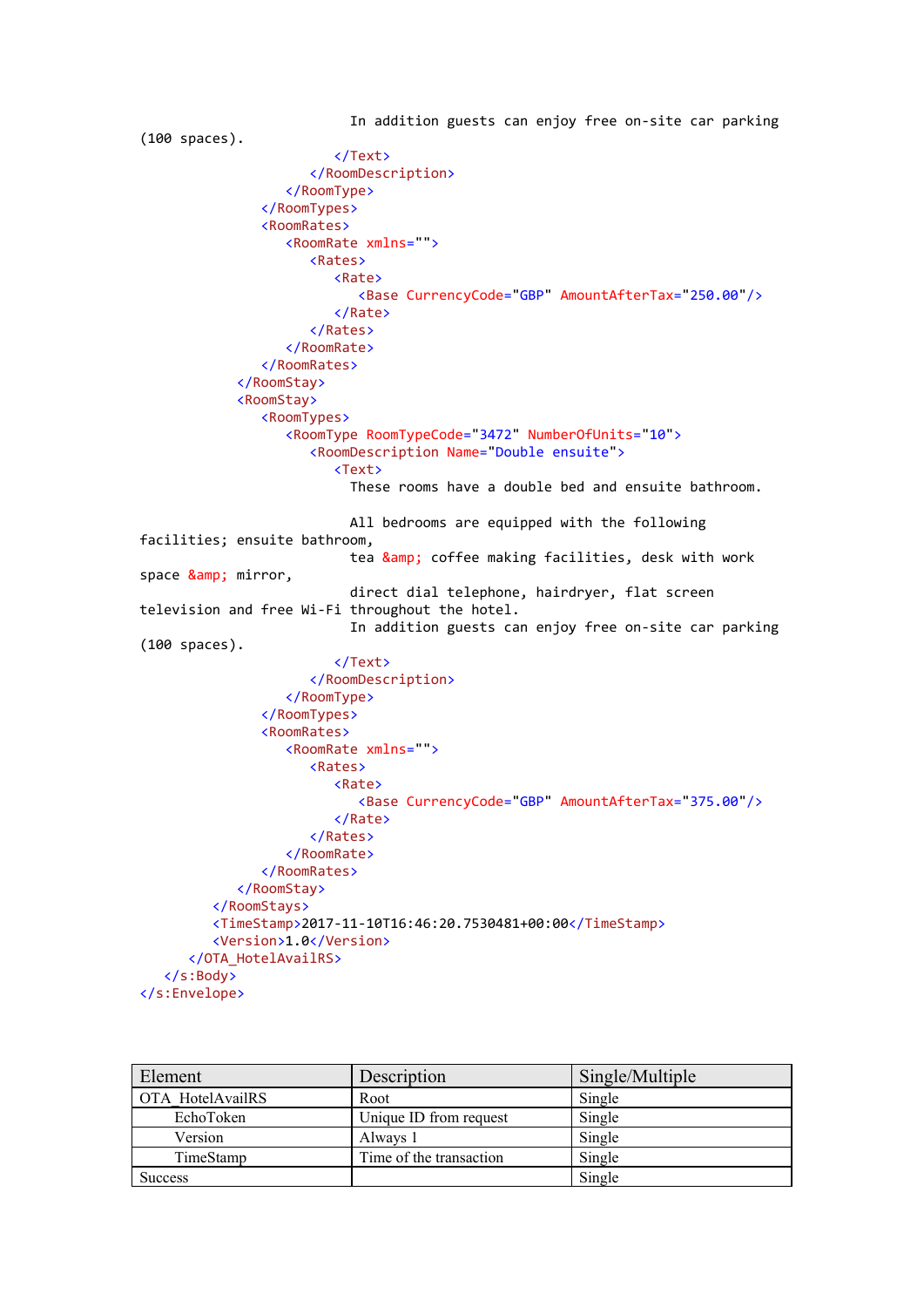```
                              In addition guests can enjoy free on-site car parking
(100 spaces).
                            </Text>
                         </RoomDescription>
                      </RoomType>
                   </RoomTypes>
                   <RoomRates>
                      <RoomRate xmlns="">
                         <Rates>
                            <Rate>
                               <Base CurrencyCode="GBP" AmountAfterTax="250.00"/>
                            </Rate>
                         </Rates>
                      </RoomRate>
                   </RoomRates>
                </RoomStay>
                <RoomStay>
                   <RoomTypes>
                      <RoomType RoomTypeCode="3472" NumberOfUnits="10">
                         <RoomDescription Name="Double ensuite">
                            <Text>
                              These rooms have a double bed and ensuite bathroom.

                              All bedrooms are equipped with the following
facilities; ensuite bathroom,
                              tea &amp; coffee making facilities, desk with work
space &amp; mirror,
                              direct dial telephone, hairdryer, flat screen
television and free Wi-Fi throughout the hotel.
                              In addition guests can enjoy free on-site car parking
(100 spaces).
                            </Text>
                         </RoomDescription>
                      </RoomType>
                   </RoomTypes>
                   <RoomRates>
                      <RoomRate xmlns="">
                         <Rates>
                            <Rate>
                               <Base CurrencyCode="GBP" AmountAfterTax="375.00"/>
                            </Rate>
                         </Rates>
                      </RoomRate>
                   </RoomRates>
                </RoomStay>
             </RoomStays>
             <TimeStamp>2017-11-10T16:46:20.7530481+00:00</TimeStamp>
             <Version>1.0</Version>
          </OTA_HotelAvailRS>
    </s:Body>
</s:Envelope>
```

| Element | Description | Single/Multiple |
|---|---|---|
| OTA_HotelAvailRS | Root | Single |
| EchoToken | Unique ID from request | Single |
| Version | Always 1 | Single |
| TimeStamp | Time of the transaction | Single |
| Success | | Single |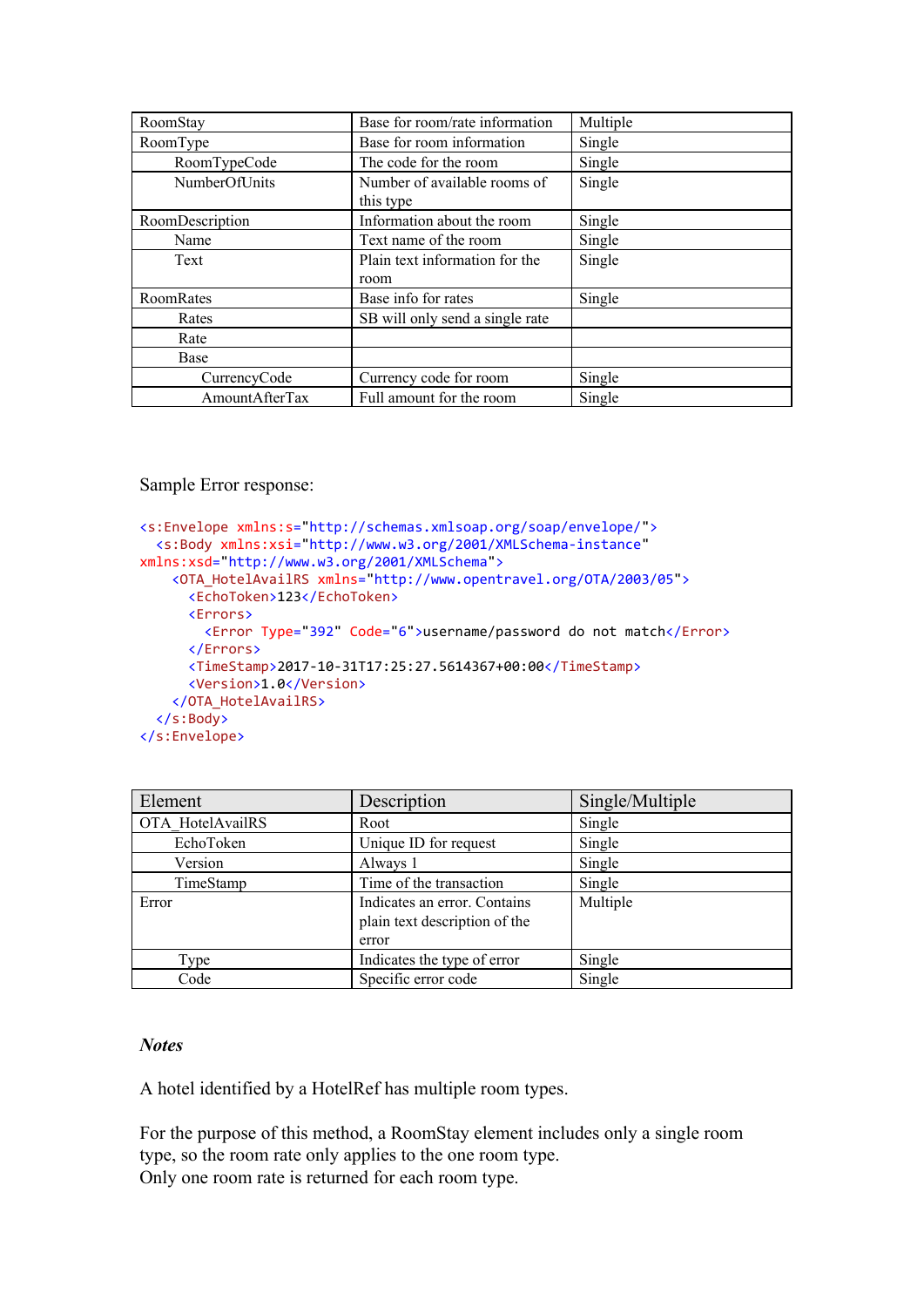| RoomStay | Base for room/rate information | Multiple |
|---|---|---|
| RoomType | Base for room information | Single |
| RoomTypeCode | The code for the room | Single |
| NumberOfUnits | Number of available rooms of this type | Single |
| RoomDescription | Information about the room | Single |
| Name | Text name of the room | Single |
| Text | Plain text information for the room | Single |
| RoomRates | Base info for rates | Single |
| Rates | SB will only send a single rate | |
| Rate | | |
| Base | | |
| CurrencyCode | Currency code for room | Single |
| AmountAfterTax | Full amount for the room | Single |

Sample Error response:

```
<s:Envelope xmlns:s="http://schemas.xmlsoap.org/soap/envelope/">
  <s:Body xmlns:xsi="http://www.w3.org/2001/XMLSchema-instance"
xmlns:xsd="http://www.w3.org/2001/XMLSchema">
    <OTA_HotelAvailRS xmlns="http://www.opentravel.org/OTA/2003/05">
      <EchoToken>123</EchoToken>
      <Errors>
        <Error Type="392" Code="6">username/password do not match</Error>
      </Errors>
      <TimeStamp>2017-10-31T17:25:27.5614367+00:00</TimeStamp>
      <Version>1.0</Version>
    </OTA_HotelAvailRS>
  </s:Body>
</s:Envelope>
```

| Element | Description | Single/Multiple |
|---|---|---|
| OTA_HotelAvailRS | Root | Single |
| EchoToken | Unique ID for request | Single |
| Version | Always 1 | Single |
| TimeStamp | Time of the transaction | Single |
| Error | Indicates an error. Contains plain text description of the error | Multiple |
| Type | Indicates the type of error | Single |
| Code | Specific error code | Single |

***Notes***

A hotel identified by a HotelRef has multiple room types.

For the purpose of this method, a RoomStay element includes only a single room type, so the room rate only applies to the one room type.
Only one room rate is returned for each room type.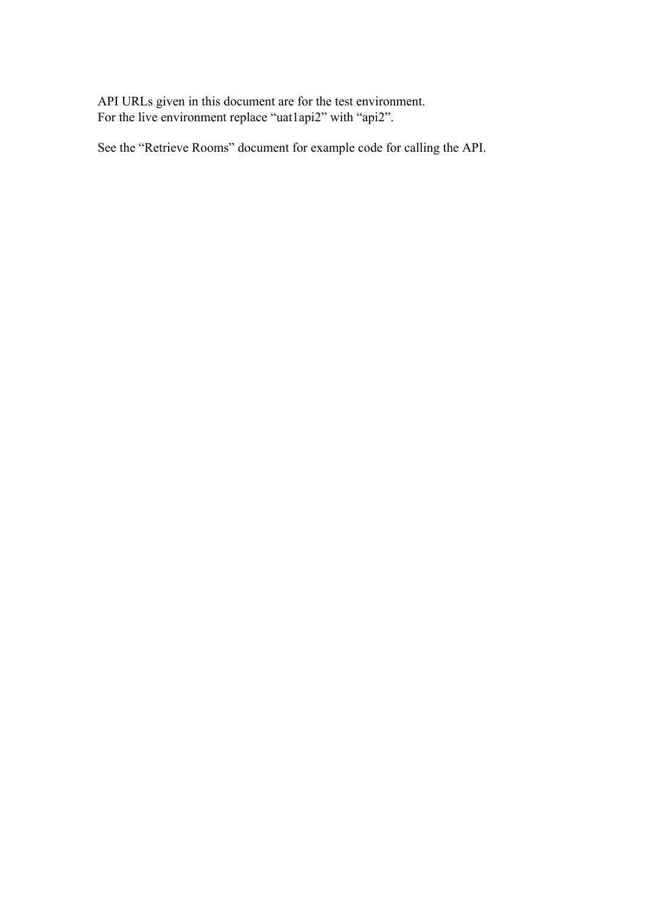API URLs given in this document are for the test environment.
For the live environment replace “uat1api2” with “api2”.

See the “Retrieve Rooms” document for example code for calling the API.